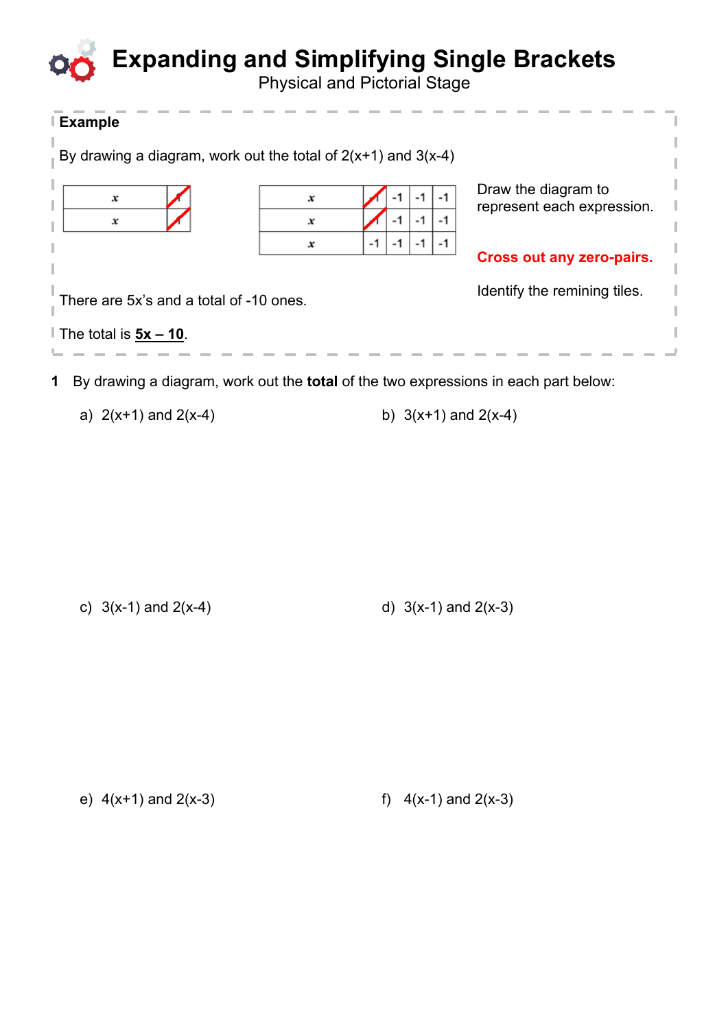# Expanding and Simplifying Single Brackets

Physical and Pictorial Stage

**Example**

By drawing a diagram, work out the total of 2(x+1) and 3(x-4)

| $x$ | ~~1~~ |
|---|---|
| $x$ | ~~1~~ |

| $x$ | ~~-1~~ | -1 | -1 | -1 |
|---|---|---|---|---|
| $x$ | ~~-1~~ | -1 | -1 | -1 |
| $x$ | -1 | -1 | -1 | -1 |

Draw the diagram to represent each expression.

**Cross out any zero-pairs.**

Identify the remining tiles.

There are 5x's and a total of -10 ones.

The total is **5x – 10**.

**1** By drawing a diagram, work out the **total** of the two expressions in each part below:

a) 2(x+1) and 2(x-4)

b) 3(x+1) and 2(x-4)

c) 3(x-1) and 2(x-4)

d) 3(x-1) and 2(x-3)

e) 4(x+1) and 2(x-3)

f) 4(x-1) and 2(x-3)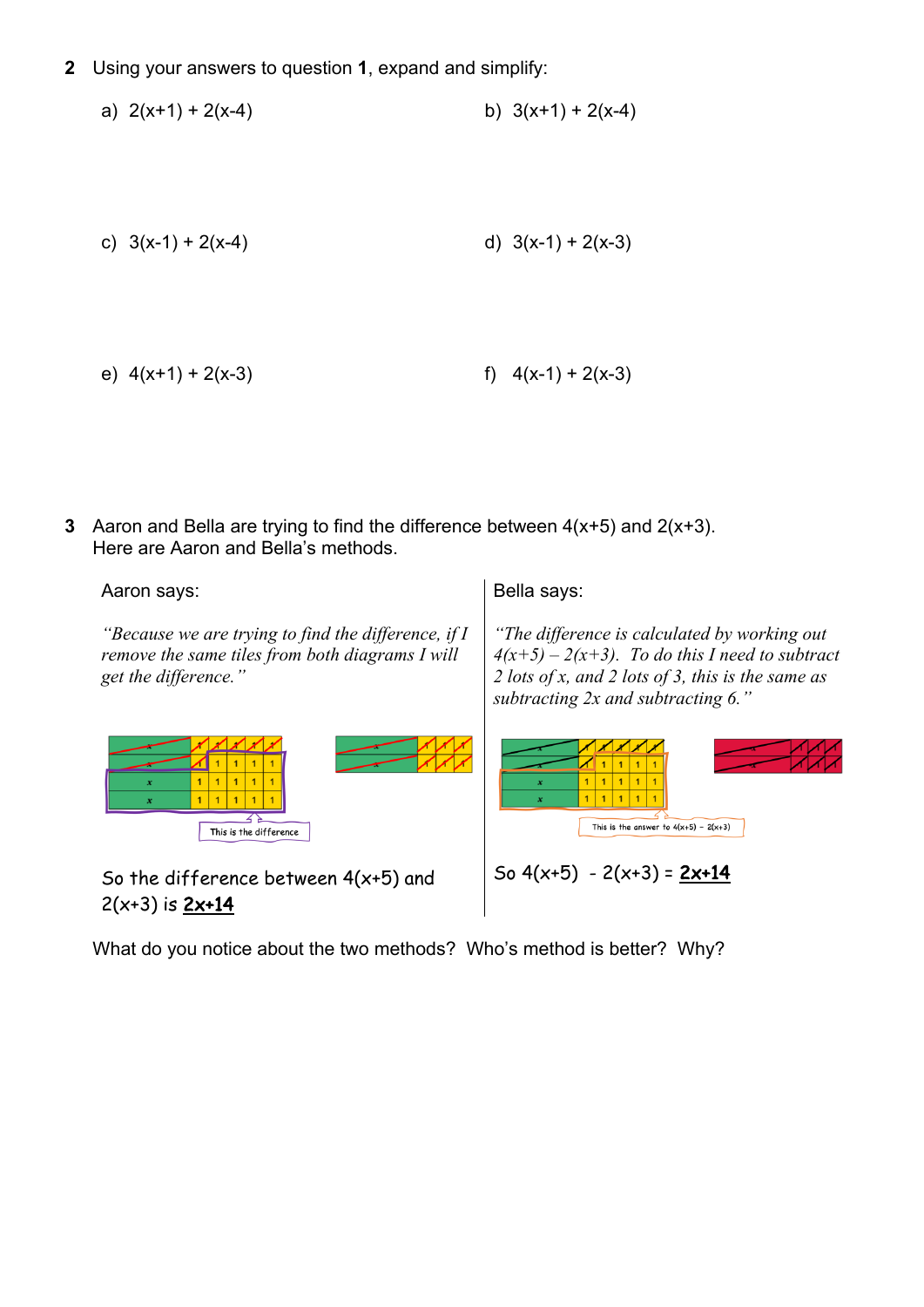**2** Using your answers to question **1**, expand and simplify:

a) $2(x+1) + 2(x-4)$

b) $3(x+1) + 2(x-4)$

c) $3(x-1) + 2(x-4)$

d) $3(x-1) + 2(x-3)$

e) $4(x+1) + 2(x-3)$

f) $4(x-1) + 2(x-3)$

**3** Aaron and Bella are trying to find the difference between $4(x+5)$ and $2(x+3)$.
Here are Aaron and Bella's methods.

Aaron says:

*"Because we are trying to find the difference, if I remove the same tiles from both diagrams I will get the difference."*

This is the difference

So the difference between $4(x+5)$ and $2(x+3)$ is **$2x+14$**

Bella says:

*"The difference is calculated by working out $4(x+5) – 2(x+3)$. To do this I need to subtract 2 lots of x, and 2 lots of 3, this is the same as subtracting 2x and subtracting 6."*

This is the answer to $4(x+5) - 2(x+3)$

So $4(x+5) - 2(x+3) =$ **$2x+14$**

What do you notice about the two methods? Who's method is better? Why?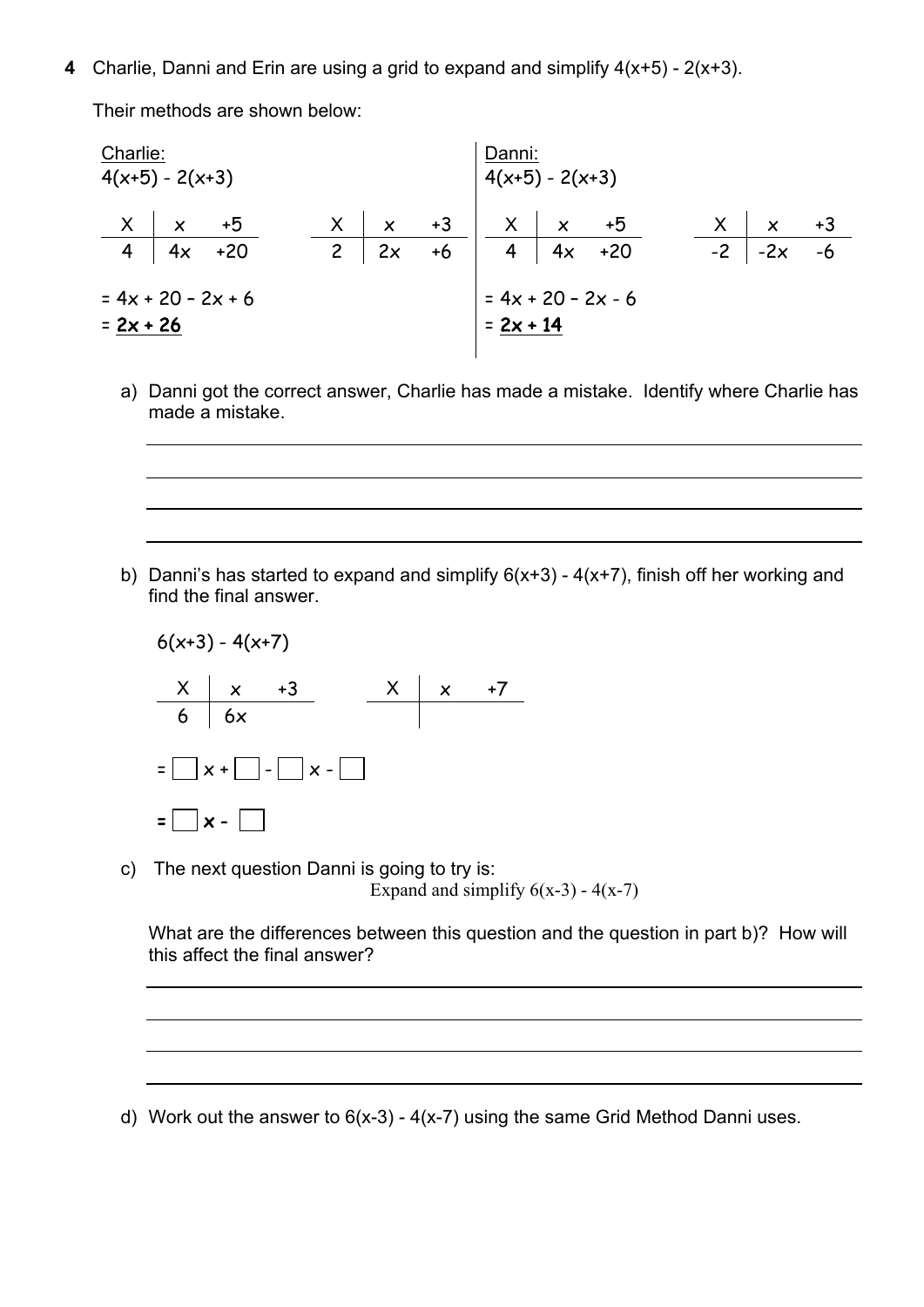**4** Charlie, Danni and Erin are using a grid to expand and simplify $4(x+5) - 2(x+3)$.

Their methods are shown below:

Charlie:

$4(x+5) - 2(x+3)$

| X | x | +5 |
|---|---|---|
| 4 | 4x | +20 |

| X | x | +3 |
|---|---|---|
| 2 | 2x | +6 |

$= 4x + 20 - 2x + 6$

$= \underline{\mathbf{2x + 26}}$

Danni:

$4(x+5) - 2(x+3)$

| X | x | +5 |
|---|---|---|
| 4 | 4x | +20 |

| X | x | +3 |
|---|---|---|
| -2 | -2x | -6 |

$= 4x + 20 - 2x - 6$

$= \underline{\mathbf{2x + 14}}$

a) Danni got the correct answer, Charlie has made a mistake. Identify where Charlie has made a mistake.

______________________________________________

______________________________________________

______________________________________________

______________________________________________

b) Danni's has started to expand and simplify $6(x+3) - 4(x+7)$, finish off her working and find the final answer.

$6(x+3) - 4(x+7)$

| X | x | +3 |
|---|---|---|
| 6 | 6x | |

| X | x | +7 |
|---|---|---|
| | | |

$= \square x + \square - \square x - \square$

$= \square x - \square$

c) The next question Danni is going to try is:

Expand and simplify $6(x-3) - 4(x-7)$

What are the differences between this question and the question in part b)? How will this affect the final answer?

______________________________________________

______________________________________________

______________________________________________

______________________________________________

d) Work out the answer to $6(x-3) - 4(x-7)$ using the same Grid Method Danni uses.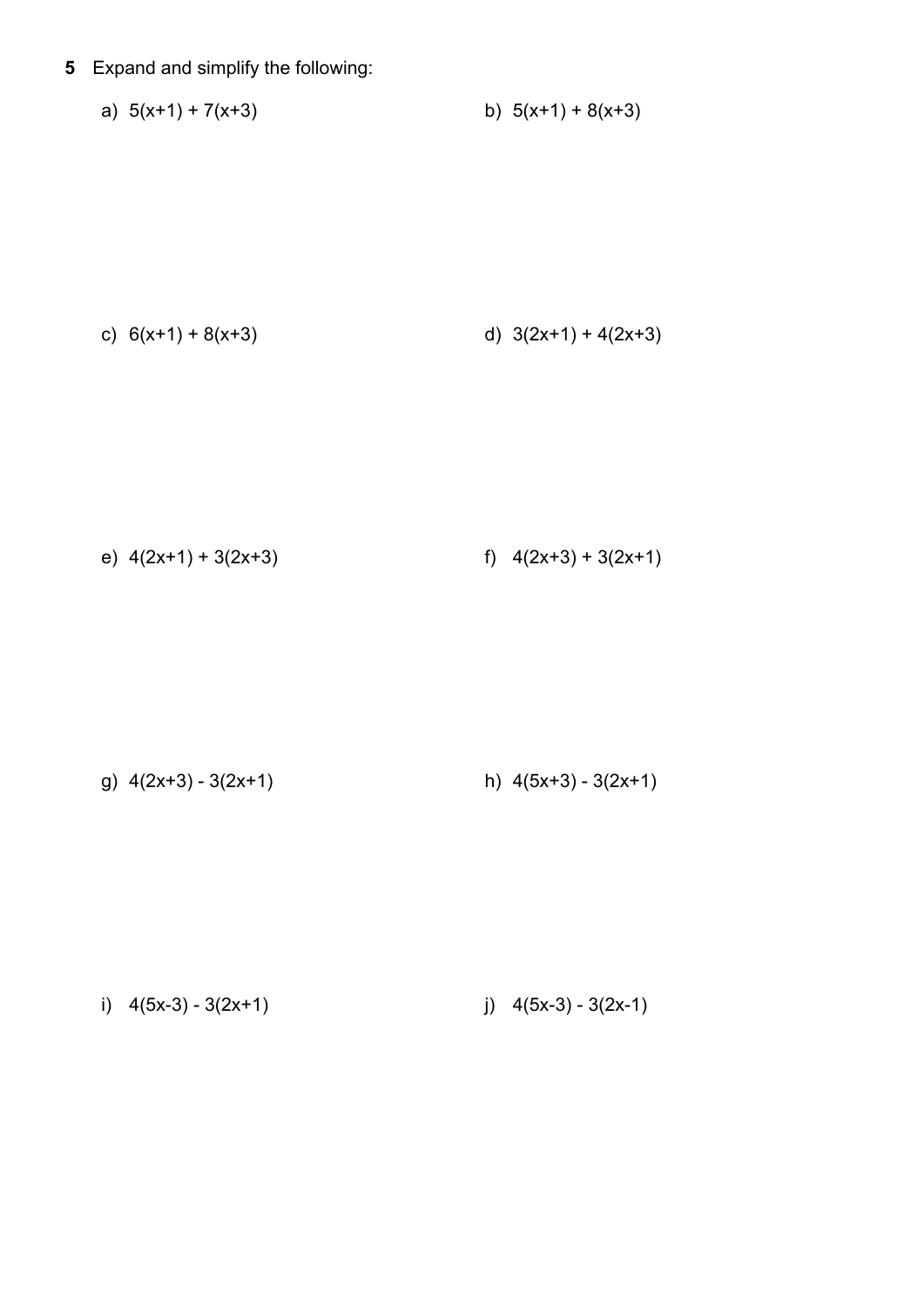**5** Expand and simplify the following:

a) $5(x+1) + 7(x+3)$

b) $5(x+1) + 8(x+3)$

c) $6(x+1) + 8(x+3)$

d) $3(2x+1) + 4(2x+3)$

e) $4(2x+1) + 3(2x+3)$

f) $4(2x+3) + 3(2x+1)$

g) $4(2x+3) - 3(2x+1)$

h) $4(5x+3) - 3(2x+1)$

i) $4(5x-3) - 3(2x+1)$

j) $4(5x-3) - 3(2x-1)$